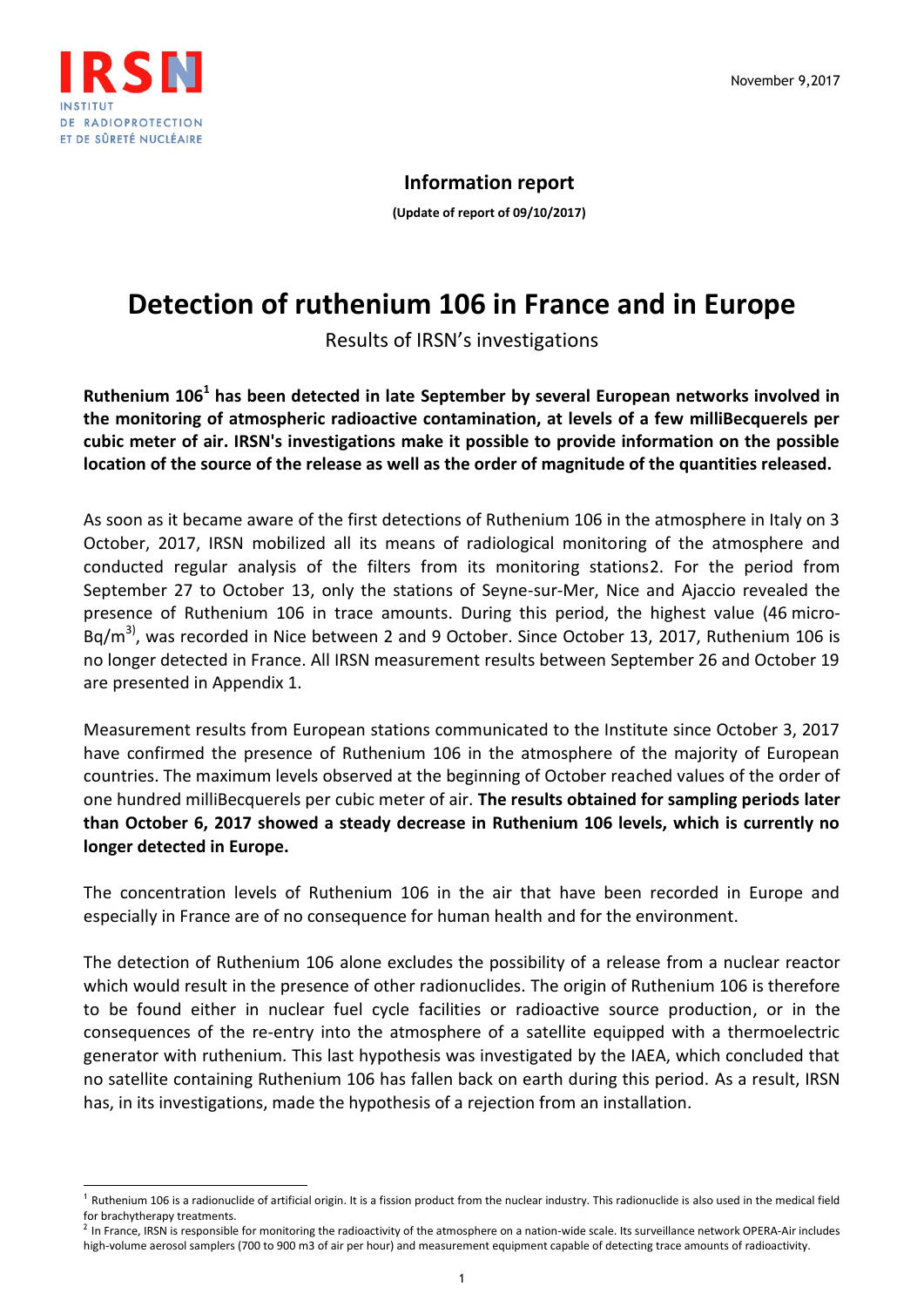IRSN
INSTITUT
DE RADIOPROTECTION
ET DE SÛRETÉ NUCLÉAIRE

November 9,2017

**Information report**

**(Update of report of 09/10/2017)**

# Detection of ruthenium 106 in France and in Europe

Results of IRSN's investigations

**Ruthenium 106[1] has been detected in late September by several European networks involved in the monitoring of atmospheric radioactive contamination, at levels of a few milliBecquerels per cubic meter of air. IRSN's investigations make it possible to provide information on the possible location of the source of the release as well as the order of magnitude of the quantities released.**

As soon as it became aware of the first detections of Ruthenium 106 in the atmosphere in Italy on 3 October, 2017, IRSN mobilized all its means of radiological monitoring of the atmosphere and conducted regular analysis of the filters from its monitoring stations2. For the period from September 27 to October 13, only the stations of Seyne-sur-Mer, Nice and Ajaccio revealed the presence of Ruthenium 106 in trace amounts. During this period, the highest value (46 micro-Bq/$m^{3)}$, was recorded in Nice between 2 and 9 October. Since October 13, 2017, Ruthenium 106 is no longer detected in France. All IRSN measurement results between September 26 and October 19 are presented in Appendix 1.

Measurement results from European stations communicated to the Institute since October 3, 2017 have confirmed the presence of Ruthenium 106 in the atmosphere of the majority of European countries. The maximum levels observed at the beginning of October reached values of the order of one hundred milliBecquerels per cubic meter of air. **The results obtained for sampling periods later than October 6, 2017 showed a steady decrease in Ruthenium 106 levels, which is currently no longer detected in Europe.**

The concentration levels of Ruthenium 106 in the air that have been recorded in Europe and especially in France are of no consequence for human health and for the environment.

The detection of Ruthenium 106 alone excludes the possibility of a release from a nuclear reactor which would result in the presence of other radionuclides. The origin of Ruthenium 106 is therefore to be found either in nuclear fuel cycle facilities or radioactive source production, or in the consequences of the re-entry into the atmosphere of a satellite equipped with a thermoelectric generator with ruthenium. This last hypothesis was investigated by the IAEA, which concluded that no satellite containing Ruthenium 106 has fallen back on earth during this period. As a result, IRSN has, in its investigations, made the hypothesis of a rejection from an installation.

---

[1] Ruthenium 106 is a radionuclide of artificial origin. It is a fission product from the nuclear industry. This radionuclide is also used in the medical field for brachytherapy treatments.

[2] In France, IRSN is responsible for monitoring the radioactivity of the atmosphere on a nation-wide scale. Its surveillance network OPERA-Air includes high-volume aerosol samplers (700 to 900 m3 of air per hour) and measurement equipment capable of detecting trace amounts of radioactivity.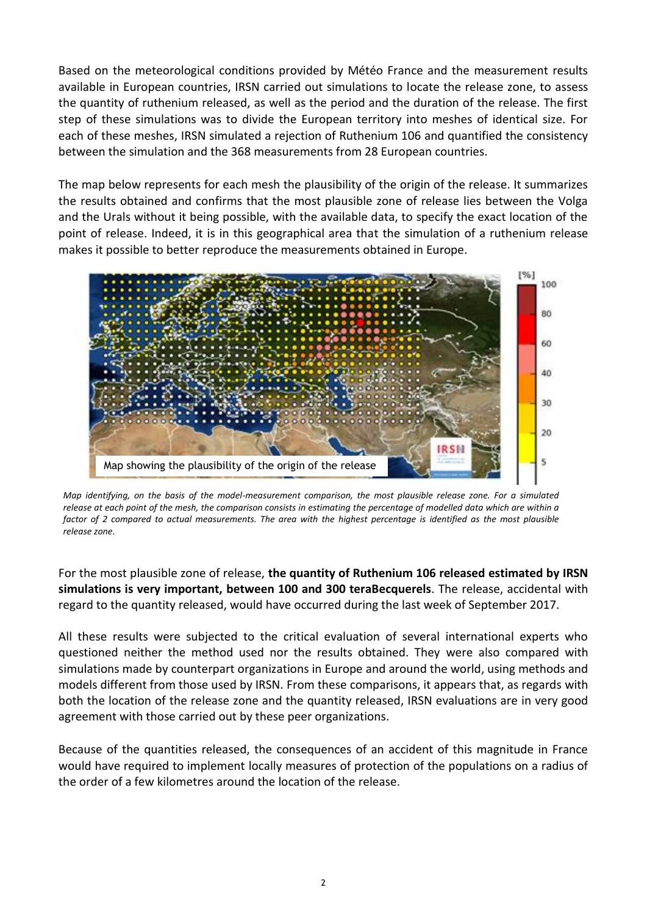Based on the meteorological conditions provided by Météo France and the measurement results available in European countries, IRSN carried out simulations to locate the release zone, to assess the quantity of ruthenium released, as well as the period and the duration of the release. The first step of these simulations was to divide the European territory into meshes of identical size. For each of these meshes, IRSN simulated a rejection of Ruthenium 106 and quantified the consistency between the simulation and the 368 measurements from 28 European countries.

The map below represents for each mesh the plausibility of the origin of the release. It summarizes the results obtained and confirms that the most plausible zone of release lies between the Volga and the Urals without it being possible, with the available data, to specify the exact location of the point of release. Indeed, it is in this geographical area that the simulation of a ruthenium release makes it possible to better reproduce the measurements obtained in Europe.

Map showing the plausibility of the origin of the release

*Map identifying, on the basis of the model-measurement comparison, the most plausible release zone. For a simulated release at each point of the mesh, the comparison consists in estimating the percentage of modelled data which are within a factor of 2 compared to actual measurements. The area with the highest percentage is identified as the most plausible release zone.*

For the most plausible zone of release, **the quantity of Ruthenium 106 released estimated by IRSN simulations is very important, between 100 and 300 teraBecquerels**. The release, accidental with regard to the quantity released, would have occurred during the last week of September 2017.

All these results were subjected to the critical evaluation of several international experts who questioned neither the method used nor the results obtained. They were also compared with simulations made by counterpart organizations in Europe and around the world, using methods and models different from those used by IRSN. From these comparisons, it appears that, as regards with both the location of the release zone and the quantity released, IRSN evaluations are in very good agreement with those carried out by these peer organizations.

Because of the quantities released, the consequences of an accident of this magnitude in France would have required to implement locally measures of protection of the populations on a radius of the order of a few kilometres around the location of the release.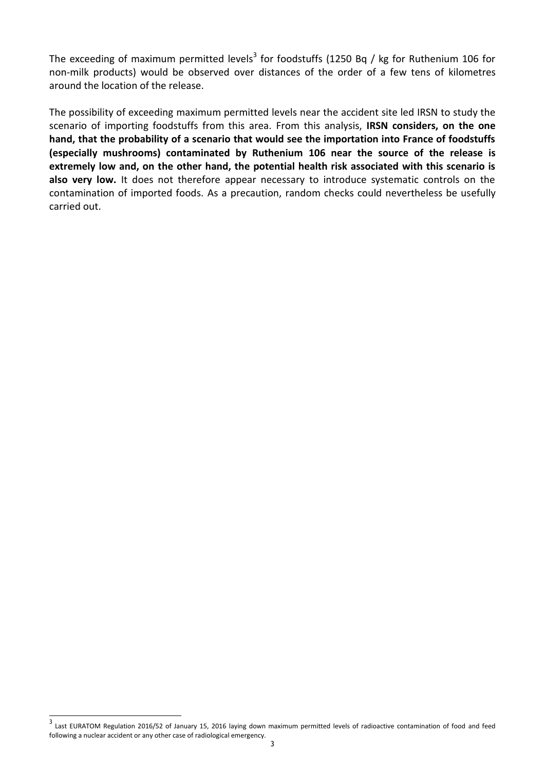The exceeding of maximum permitted levels[3] for foodstuffs (1250 Bq / kg for Ruthenium 106 for non-milk products) would be observed over distances of the order of a few tens of kilometres around the location of the release.

The possibility of exceeding maximum permitted levels near the accident site led IRSN to study the scenario of importing foodstuffs from this area. From this analysis, **IRSN considers, on the one hand, that the probability of a scenario that would see the importation into France of foodstuffs (especially mushrooms) contaminated by Ruthenium 106 near the source of the release is extremely low and, on the other hand, the potential health risk associated with this scenario is also very low.** It does not therefore appear necessary to introduce systematic controls on the contamination of imported foods. As a precaution, random checks could nevertheless be usefully carried out.

[3] Last EURATOM Regulation 2016/52 of January 15, 2016 laying down maximum permitted levels of radioactive contamination of food and feed following a nuclear accident or any other case of radiological emergency.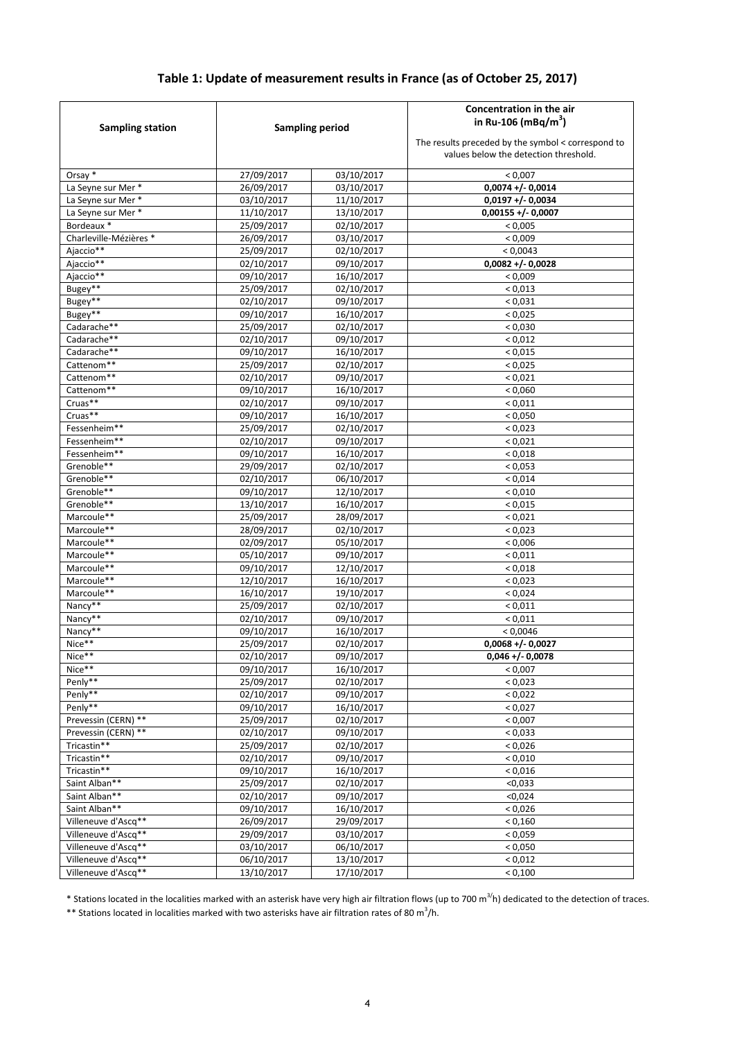## Table 1: Update of measurement results in France (as of October 25, 2017)

| Sampling station | Sampling period | | Concentration in the air in Ru-106 ($mBq/m^3$) The results preceded by the symbol < correspond to values below the detection threshold. |
|---|---|---|---|
| Orsay * | 27/09/2017 | 03/10/2017 | < 0,007 |
| La Seyne sur Mer * | 26/09/2017 | 03/10/2017 | **0,0074 +/- 0,0014** |
| La Seyne sur Mer * | 03/10/2017 | 11/10/2017 | **0,0197 +/- 0,0034** |
| La Seyne sur Mer * | 11/10/2017 | 13/10/2017 | **0,00155 +/- 0,0007** |
| Bordeaux * | 25/09/2017 | 02/10/2017 | < 0,005 |
| Charleville-Mézières * | 26/09/2017 | 03/10/2017 | < 0,009 |
| Ajaccio** | 25/09/2017 | 02/10/2017 | < 0,0043 |
| Ajaccio** | 02/10/2017 | 09/10/2017 | **0,0082 +/- 0,0028** |
| Ajaccio** | 09/10/2017 | 16/10/2017 | < 0,009 |
| Bugey** | 25/09/2017 | 02/10/2017 | < 0,013 |
| Bugey** | 02/10/2017 | 09/10/2017 | < 0,031 |
| Bugey** | 09/10/2017 | 16/10/2017 | < 0,025 |
| Cadarache** | 25/09/2017 | 02/10/2017 | < 0,030 |
| Cadarache** | 02/10/2017 | 09/10/2017 | < 0,012 |
| Cadarache** | 09/10/2017 | 16/10/2017 | < 0,015 |
| Cattenom** | 25/09/2017 | 02/10/2017 | < 0,025 |
| Cattenom** | 02/10/2017 | 09/10/2017 | < 0,021 |
| Cattenom** | 09/10/2017 | 16/10/2017 | < 0,060 |
| Cruas** | 02/10/2017 | 09/10/2017 | < 0,011 |
| Cruas** | 09/10/2017 | 16/10/2017 | < 0,050 |
| Fessenheim** | 25/09/2017 | 02/10/2017 | < 0,023 |
| Fessenheim** | 02/10/2017 | 09/10/2017 | < 0,021 |
| Fessenheim** | 09/10/2017 | 16/10/2017 | < 0,018 |
| Grenoble** | 29/09/2017 | 02/10/2017 | < 0,053 |
| Grenoble** | 02/10/2017 | 06/10/2017 | < 0,014 |
| Grenoble** | 09/10/2017 | 12/10/2017 | < 0,010 |
| Grenoble** | 13/10/2017 | 16/10/2017 | < 0,015 |
| Marcoule** | 25/09/2017 | 28/09/2017 | < 0,021 |
| Marcoule** | 28/09/2017 | 02/10/2017 | < 0,023 |
| Marcoule** | 02/09/2017 | 05/10/2017 | < 0,006 |
| Marcoule** | 05/10/2017 | 09/10/2017 | < 0,011 |
| Marcoule** | 09/10/2017 | 12/10/2017 | < 0,018 |
| Marcoule** | 12/10/2017 | 16/10/2017 | < 0,023 |
| Marcoule** | 16/10/2017 | 19/10/2017 | < 0,024 |
| Nancy** | 25/09/2017 | 02/10/2017 | < 0,011 |
| Nancy** | 02/10/2017 | 09/10/2017 | < 0,011 |
| Nancy** | 09/10/2017 | 16/10/2017 | < 0,0046 |
| Nice** | 25/09/2017 | 02/10/2017 | **0,0068 +/- 0,0027** |
| Nice** | 02/10/2017 | 09/10/2017 | **0,046 +/- 0,0078** |
| Nice** | 09/10/2017 | 16/10/2017 | < 0,007 |
| Penly** | 25/09/2017 | 02/10/2017 | < 0,023 |
| Penly** | 02/10/2017 | 09/10/2017 | < 0,022 |
| Penly** | 09/10/2017 | 16/10/2017 | < 0,027 |
| Prevessin (CERN) ** | 25/09/2017 | 02/10/2017 | < 0,007 |
| Prevessin (CERN) ** | 02/10/2017 | 09/10/2017 | < 0,033 |
| Tricastin** | 25/09/2017 | 02/10/2017 | < 0,026 |
| Tricastin** | 02/10/2017 | 09/10/2017 | < 0,010 |
| Tricastin** | 09/10/2017 | 16/10/2017 | < 0,016 |
| Saint Alban** | 25/09/2017 | 02/10/2017 | <0,033 |
| Saint Alban** | 02/10/2017 | 09/10/2017 | <0,024 |
| Saint Alban** | 09/10/2017 | 16/10/2017 | < 0,026 |
| Villeneuve d'Ascq** | 26/09/2017 | 29/09/2017 | < 0,160 |
| Villeneuve d'Ascq** | 29/09/2017 | 03/10/2017 | < 0,059 |
| Villeneuve d'Ascq** | 03/10/2017 | 06/10/2017 | < 0,050 |
| Villeneuve d'Ascq** | 06/10/2017 | 13/10/2017 | < 0,012 |
| Villeneuve d'Ascq** | 13/10/2017 | 17/10/2017 | < 0,100 |

* Stations located in the localities marked with an asterisk have very high air filtration flows (up to 700 $m^3/h$) dedicated to the detection of traces.

** Stations located in localities marked with two asterisks have air filtration rates of 80 $m^3/h$.